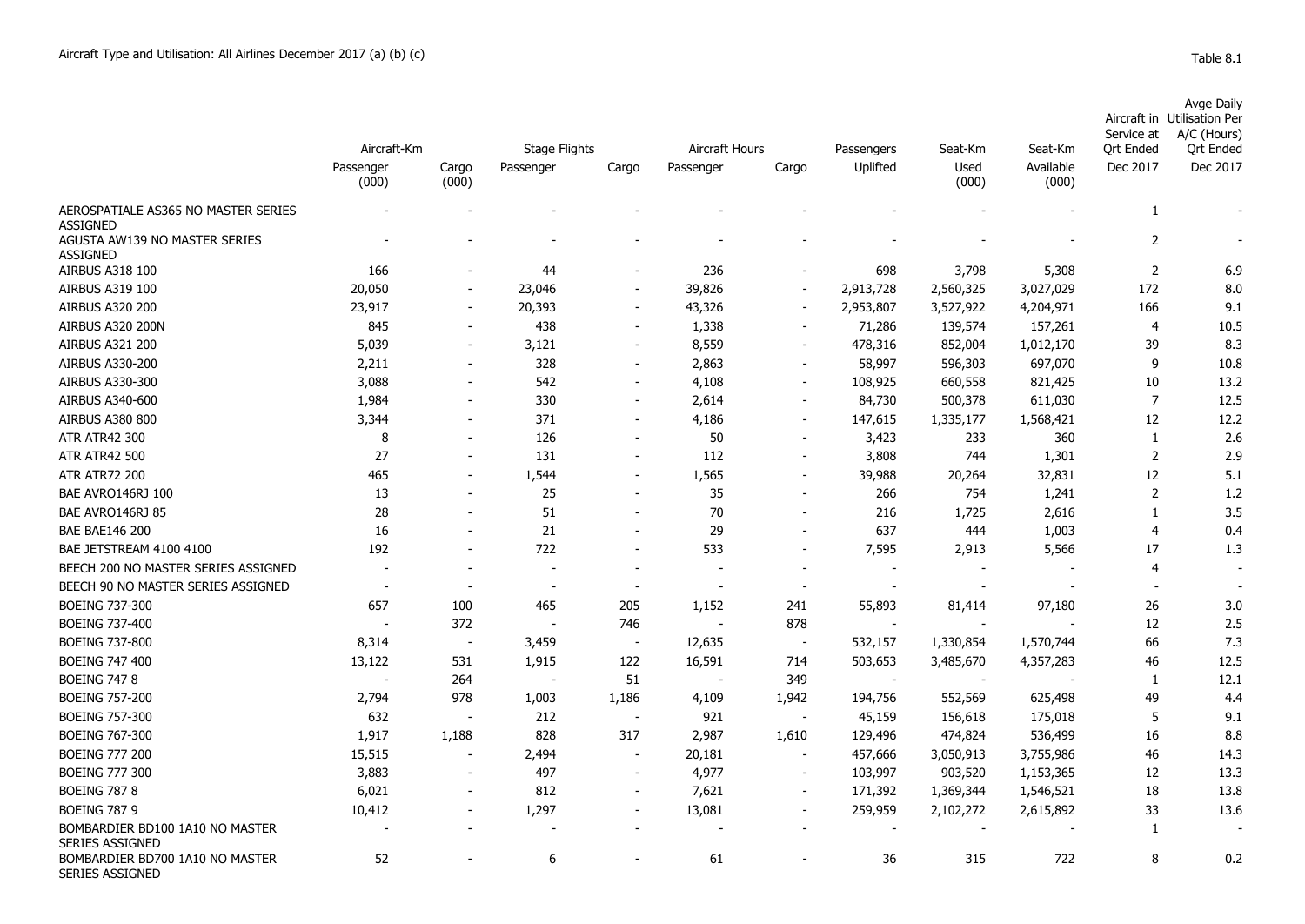Aircraft Type and Utilisation: All Airlines December 2017 (a) (b) (c)

Table 8.1

| | Aircraft-Km | | Stage Flights | | Aircraft Hours | | Passengers | Seat-Km | Seat-Km | Aircraft in Service at Qrt Ended | Avge Daily Utilisation Per A/C (Hours) Qrt Ended |
|---|---|---|---|---|---|---|---|---|---|---|---|
| | Passenger (000) | Cargo (000) | Passenger | Cargo | Passenger | Cargo | Uplifted | Used (000) | Available (000) | Dec 2017 | Dec 2017 |
| AEROSPATIALE AS365 NO MASTER SERIES ASSIGNED | - | - | - | - | - | - | - | - | - | 1 | - |
| AGUSTA AW139 NO MASTER SERIES ASSIGNED | - | - | - | - | - | - | - | - | - | 2 | - |
| AIRBUS A318 100 | 166 | - | 44 | - | 236 | - | 698 | 3,798 | 5,308 | 2 | 6.9 |
| AIRBUS A319 100 | 20,050 | - | 23,046 | - | 39,826 | - | 2,913,728 | 2,560,325 | 3,027,029 | 172 | 8.0 |
| AIRBUS A320 200 | 23,917 | - | 20,393 | - | 43,326 | - | 2,953,807 | 3,527,922 | 4,204,971 | 166 | 9.1 |
| AIRBUS A320 200N | 845 | - | 438 | - | 1,338 | - | 71,286 | 139,574 | 157,261 | 4 | 10.5 |
| AIRBUS A321 200 | 5,039 | - | 3,121 | - | 8,559 | - | 478,316 | 852,004 | 1,012,170 | 39 | 8.3 |
| AIRBUS A330-200 | 2,211 | - | 328 | - | 2,863 | - | 58,997 | 596,303 | 697,070 | 9 | 10.8 |
| AIRBUS A330-300 | 3,088 | - | 542 | - | 4,108 | - | 108,925 | 660,558 | 821,425 | 10 | 13.2 |
| AIRBUS A340-600 | 1,984 | - | 330 | - | 2,614 | - | 84,730 | 500,378 | 611,030 | 7 | 12.5 |
| AIRBUS A380 800 | 3,344 | - | 371 | - | 4,186 | - | 147,615 | 1,335,177 | 1,568,421 | 12 | 12.2 |
| ATR ATR42 300 | 8 | - | 126 | - | 50 | - | 3,423 | 233 | 360 | 1 | 2.6 |
| ATR ATR42 500 | 27 | - | 131 | - | 112 | - | 3,808 | 744 | 1,301 | 2 | 2.9 |
| ATR ATR72 200 | 465 | - | 1,544 | - | 1,565 | - | 39,988 | 20,264 | 32,831 | 12 | 5.1 |
| BAE AVRO146RJ 100 | 13 | - | 25 | - | 35 | - | 266 | 754 | 1,241 | 2 | 1.2 |
| BAE AVRO146RJ 85 | 28 | - | 51 | - | 70 | - | 216 | 1,725 | 2,616 | 1 | 3.5 |
| BAE BAE146 200 | 16 | - | 21 | - | 29 | - | 637 | 444 | 1,003 | 4 | 0.4 |
| BAE JETSTREAM 4100 4100 | 192 | - | 722 | - | 533 | - | 7,595 | 2,913 | 5,566 | 17 | 1.3 |
| BEECH 200 NO MASTER SERIES ASSIGNED | - | - | - | - | - | - | - | - | - | 4 | - |
| BEECH 90 NO MASTER SERIES ASSIGNED | - | - | - | - | - | - | - | - | - | - | - |
| BOEING 737-300 | 657 | 100 | 465 | 205 | 1,152 | 241 | 55,893 | 81,414 | 97,180 | 26 | 3.0 |
| BOEING 737-400 | - | 372 | - | 746 | - | 878 | - | - | - | 12 | 2.5 |
| BOEING 737-800 | 8,314 | - | 3,459 | - | 12,635 | - | 532,157 | 1,330,854 | 1,570,744 | 66 | 7.3 |
| BOEING 747 400 | 13,122 | 531 | 1,915 | 122 | 16,591 | 714 | 503,653 | 3,485,670 | 4,357,283 | 46 | 12.5 |
| BOEING 747 8 | - | 264 | - | 51 | - | 349 | - | - | - | 1 | 12.1 |
| BOEING 757-200 | 2,794 | 978 | 1,003 | 1,186 | 4,109 | 1,942 | 194,756 | 552,569 | 625,498 | 49 | 4.4 |
| BOEING 757-300 | 632 | - | 212 | - | 921 | - | 45,159 | 156,618 | 175,018 | 5 | 9.1 |
| BOEING 767-300 | 1,917 | 1,188 | 828 | 317 | 2,987 | 1,610 | 129,496 | 474,824 | 536,499 | 16 | 8.8 |
| BOEING 777 200 | 15,515 | - | 2,494 | - | 20,181 | - | 457,666 | 3,050,913 | 3,755,986 | 46 | 14.3 |
| BOEING 777 300 | 3,883 | - | 497 | - | 4,977 | - | 103,997 | 903,520 | 1,153,365 | 12 | 13.3 |
| BOEING 787 8 | 6,021 | - | 812 | - | 7,621 | - | 171,392 | 1,369,344 | 1,546,521 | 18 | 13.8 |
| BOEING 787 9 | 10,412 | - | 1,297 | - | 13,081 | - | 259,959 | 2,102,272 | 2,615,892 | 33 | 13.6 |
| BOMBARDIER BD100 1A10 NO MASTER SERIES ASSIGNED | - | - | - | - | - | - | - | - | - | 1 | - |
| BOMBARDIER BD700 1A10 NO MASTER SERIES ASSIGNED | 52 | - | 6 | - | 61 | - | 36 | 315 | 722 | 8 | 0.2 |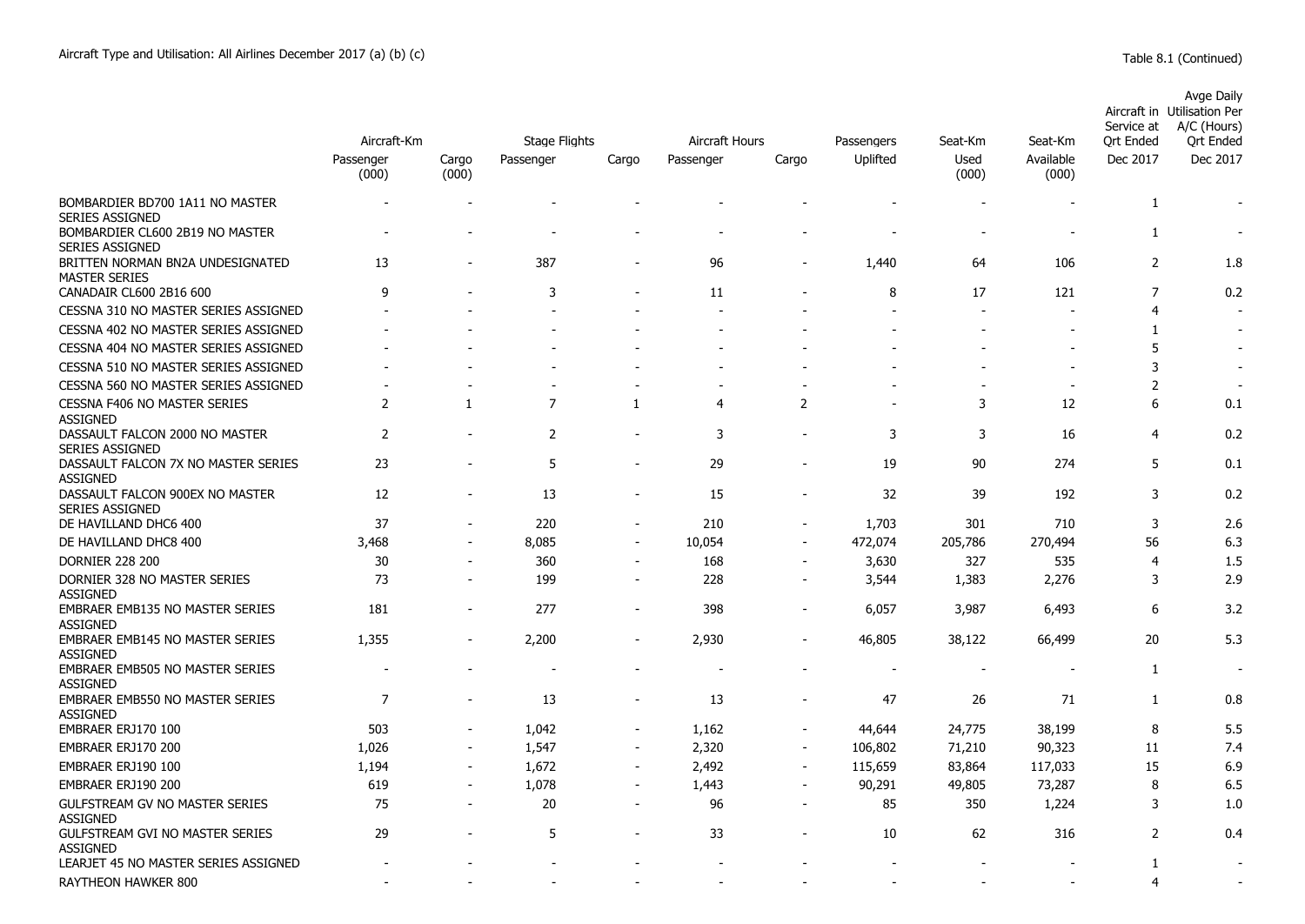Aircraft Type and Utilisation: All Airlines December 2017 (a) (b) (c)

Table 8.1 (Continued)

| | Aircraft-Km | | Stage Flights | | Aircraft Hours | | Passengers | Seat-Km | Seat-Km | Aircraft in Service at Qrt Ended | Avge Daily Utilisation Per A/C (Hours) Qrt Ended |
|---|---|---|---|---|---|---|---|---|---|---|---|
| | Passenger (000) | Cargo (000) | Passenger | Cargo | Passenger | Cargo | Uplifted | Used (000) | Available (000) | Dec 2017 | Dec 2017 |
| BOMBARDIER BD700 1A11 NO MASTER SERIES ASSIGNED | - | - | - | - | - | - | - | - | - | 1 | - |
| BOMBARDIER CL600 2B19 NO MASTER SERIES ASSIGNED | - | - | - | - | - | - | - | - | - | 1 | - |
| BRITTEN NORMAN BN2A UNDESIGNATED MASTER SERIES | 13 | - | 387 | - | 96 | - | 1,440 | 64 | 106 | 2 | 1.8 |
| CANADAIR CL600 2B16 600 | 9 | - | 3 | - | 11 | - | 8 | 17 | 121 | 7 | 0.2 |
| CESSNA 310 NO MASTER SERIES ASSIGNED | - | - | - | - | - | - | - | - | - | 4 | - |
| CESSNA 402 NO MASTER SERIES ASSIGNED | - | - | - | - | - | - | - | - | - | 1 | - |
| CESSNA 404 NO MASTER SERIES ASSIGNED | - | - | - | - | - | - | - | - | - | 5 | - |
| CESSNA 510 NO MASTER SERIES ASSIGNED | - | - | - | - | - | - | - | - | - | 3 | - |
| CESSNA 560 NO MASTER SERIES ASSIGNED | - | - | - | - | - | - | - | - | - | 2 | - |
| CESSNA F406 NO MASTER SERIES ASSIGNED | 2 | 1 | 7 | 1 | 4 | 2 | - | 3 | 12 | 6 | 0.1 |
| DASSAULT FALCON 2000 NO MASTER SERIES ASSIGNED | 2 | - | 2 | - | 3 | - | 3 | 3 | 16 | 4 | 0.2 |
| DASSAULT FALCON 7X NO MASTER SERIES ASSIGNED | 23 | - | 5 | - | 29 | - | 19 | 90 | 274 | 5 | 0.1 |
| DASSAULT FALCON 900EX NO MASTER SERIES ASSIGNED | 12 | - | 13 | - | 15 | - | 32 | 39 | 192 | 3 | 0.2 |
| DE HAVILLAND DHC6 400 | 37 | - | 220 | - | 210 | - | 1,703 | 301 | 710 | 3 | 2.6 |
| DE HAVILLAND DHC8 400 | 3,468 | - | 8,085 | - | 10,054 | - | 472,074 | 205,786 | 270,494 | 56 | 6.3 |
| DORNIER 228 200 | 30 | - | 360 | - | 168 | - | 3,630 | 327 | 535 | 4 | 1.5 |
| DORNIER 328 NO MASTER SERIES ASSIGNED | 73 | - | 199 | - | 228 | - | 3,544 | 1,383 | 2,276 | 3 | 2.9 |
| EMBRAER EMB135 NO MASTER SERIES ASSIGNED | 181 | - | 277 | - | 398 | - | 6,057 | 3,987 | 6,493 | 6 | 3.2 |
| EMBRAER EMB145 NO MASTER SERIES ASSIGNED | 1,355 | - | 2,200 | - | 2,930 | - | 46,805 | 38,122 | 66,499 | 20 | 5.3 |
| EMBRAER EMB505 NO MASTER SERIES ASSIGNED | - | - | - | - | - | - | - | - | - | 1 | - |
| EMBRAER EMB550 NO MASTER SERIES ASSIGNED | 7 | - | 13 | - | 13 | - | 47 | 26 | 71 | 1 | 0.8 |
| EMBRAER ERJ170 100 | 503 | - | 1,042 | - | 1,162 | - | 44,644 | 24,775 | 38,199 | 8 | 5.5 |
| EMBRAER ERJ170 200 | 1,026 | - | 1,547 | - | 2,320 | - | 106,802 | 71,210 | 90,323 | 11 | 7.4 |
| EMBRAER ERJ190 100 | 1,194 | - | 1,672 | - | 2,492 | - | 115,659 | 83,864 | 117,033 | 15 | 6.9 |
| EMBRAER ERJ190 200 | 619 | - | 1,078 | - | 1,443 | - | 90,291 | 49,805 | 73,287 | 8 | 6.5 |
| GULFSTREAM GV NO MASTER SERIES ASSIGNED | 75 | - | 20 | - | 96 | - | 85 | 350 | 1,224 | 3 | 1.0 |
| GULFSTREAM GVI NO MASTER SERIES ASSIGNED | 29 | - | 5 | - | 33 | - | 10 | 62 | 316 | 2 | 0.4 |
| LEARJET 45 NO MASTER SERIES ASSIGNED | - | - | - | - | - | - | - | - | - | 1 | - |
| RAYTHEON HAWKER 800 | - | - | - | - | - | - | - | - | - | 4 | - |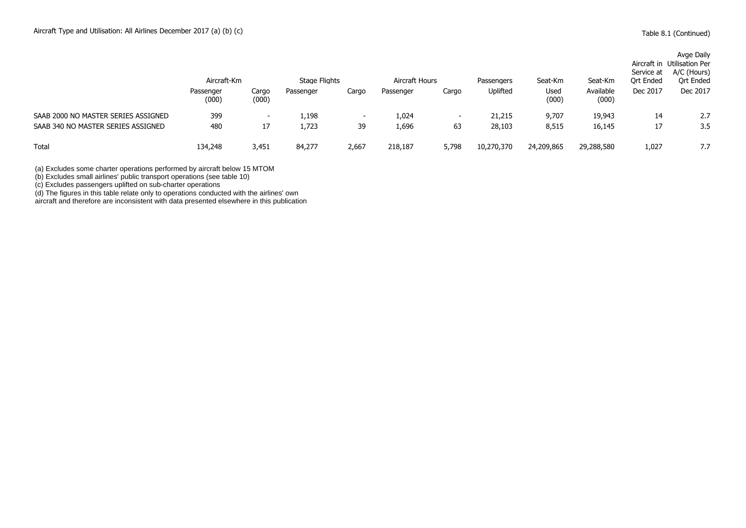Aircraft Type and Utilisation: All Airlines December 2017 (a) (b) (c)

Table 8.1 (Continued)

| | Aircraft-Km | | Stage Flights | | Aircraft Hours | | Passengers | Seat-Km | Seat-Km | Aircraft in Service at Qrt Ended | Avge Daily Utilisation Per A/C (Hours) Qrt Ended |
|---|---|---|---|---|---|---|---|---|---|---|---|
| | Passenger (000) | Cargo (000) | Passenger | Cargo | Passenger | Cargo | Uplifted | Used (000) | Available (000) | Dec 2017 | Dec 2017 |
| SAAB 2000 NO MASTER SERIES ASSIGNED | 399 | - | 1,198 | - | 1,024 | - | 21,215 | 9,707 | 19,943 | 14 | 2.7 |
| SAAB 340 NO MASTER SERIES ASSIGNED | 480 | 17 | 1,723 | 39 | 1,696 | 63 | 28,103 | 8,515 | 16,145 | 17 | 3.5 |
| Total | 134,248 | 3,451 | 84,277 | 2,667 | 218,187 | 5,798 | 10,270,370 | 24,209,865 | 29,288,580 | 1,027 | 7.7 |

(a) Excludes some charter operations performed by aircraft below 15 MTOM

(b) Excludes small airlines' public transport operations (see table 10)

(c) Excludes passengers uplifted on sub-charter operations

(d) The figures in this table relate only to operations conducted with the airlines' own aircraft and therefore are inconsistent with data presented elsewhere in this publication